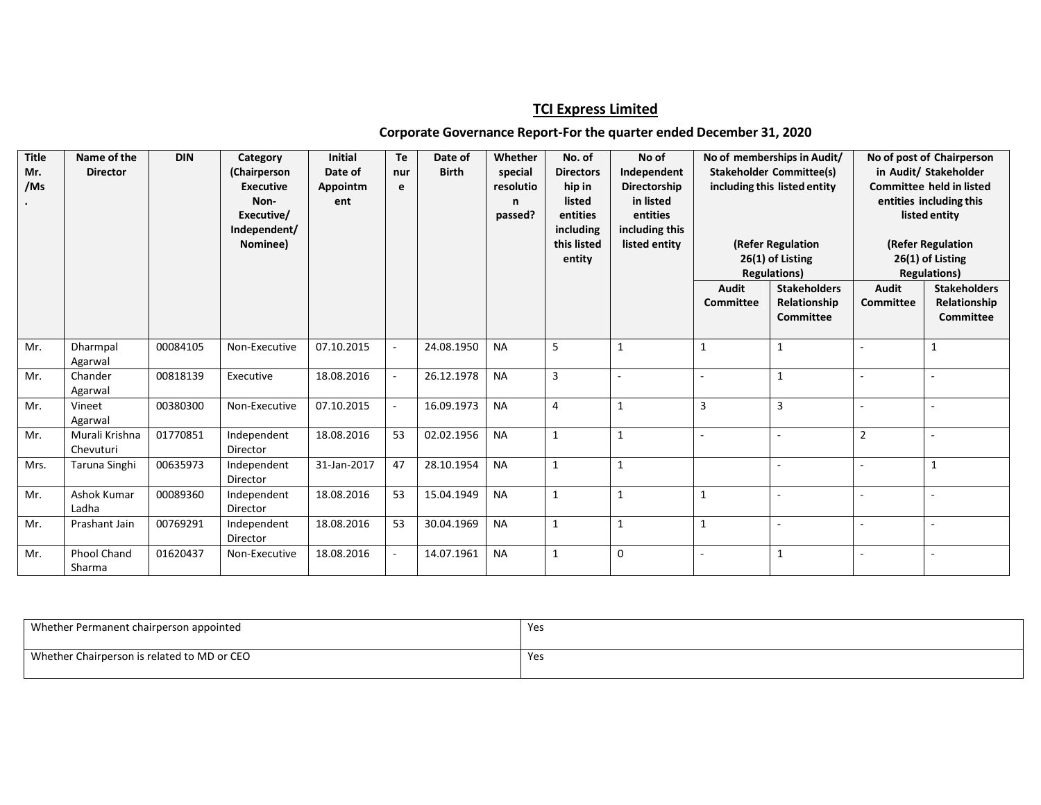## TCI Express Limited

### Corporate Governance Report-For the quarter ended December 31, 2020

| Title Mr. /Ms. | Name of the Director | DIN | Category (Chairperson Executive Non-Executive/ Independent/ Nominee) | Initial Date of Appointment | Tenure | Date of Birth | Whether special resolution passed? | No. of Directorship in listed entities including this listed entity | No of Independent Directorship in listed entities including this listed entity | No of memberships in Audit/ Stakeholder Committee(s) including this listed entity (Refer Regulation 26(1) of Listing Regulations) | | No of post of Chairperson in Audit/ Stakeholder Committee held in listed entities including this listed entity (Refer Regulation 26(1) of Listing Regulations) | |
|---|---|---|---|---|---|---|---|---|---|---|---|---|---|
| | | | | | | | | | | Audit Committee | Stakeholders Relationship Committee | Audit Committee | Stakeholders Relationship Committee |
| Mr. | Dharmpal Agarwal | 00084105 | Non-Executive | 07.10.2015 | - | 24.08.1950 | NA | 5 | 1 | 1 | 1 | - | 1 |
| Mr. | Chander Agarwal | 00818139 | Executive | 18.08.2016 | - | 26.12.1978 | NA | 3 | - | - | 1 | - | - |
| Mr. | Vineet Agarwal | 00380300 | Non-Executive | 07.10.2015 | - | 16.09.1973 | NA | 4 | 1 | 3 | 3 | - | - |
| Mr. | Murali Krishna Chevuturi | 01770851 | Independent Director | 18.08.2016 | 53 | 02.02.1956 | NA | 1 | 1 | - | - | 2 | - |
| Mrs. | Taruna Singhi | 00635973 | Independent Director | 31-Jan-2017 | 47 | 28.10.1954 | NA | 1 | 1 | | - | - | 1 |
| Mr. | Ashok Kumar Ladha | 00089360 | Independent Director | 18.08.2016 | 53 | 15.04.1949 | NA | 1 | 1 | 1 | - | - | - |
| Mr. | Prashant Jain | 00769291 | Independent Director | 18.08.2016 | 53 | 30.04.1969 | NA | 1 | 1 | 1 | - | - | - |
| Mr. | Phool Chand Sharma | 01620437 | Non-Executive | 18.08.2016 | - | 14.07.1961 | NA | 1 | 0 | - | 1 | - | - |

| Whether Permanent chairperson appointed | Yes |
|---|---|
| Whether Chairperson is related to MD or CEO | Yes |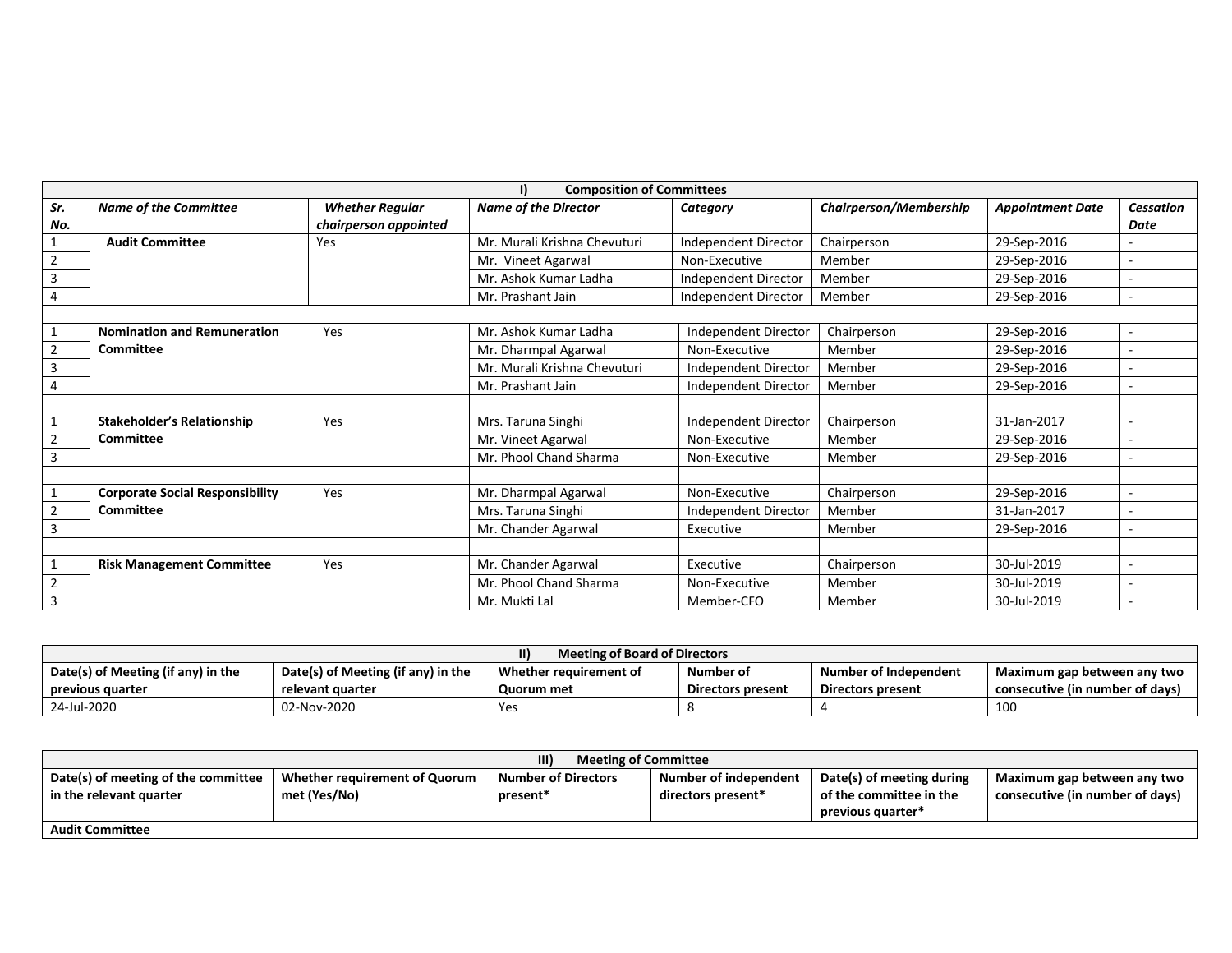| I) Composition of Committees | | | | | | | |
|---|---|---|---|---|---|---|---|
| ***Sr. No.*** | ***Name of the Committee*** | ***Whether Regular chairperson appointed*** | ***Name of the Director*** | ***Category*** | ***Chairperson/Membership*** | ***Appointment Date*** | ***Cessation Date*** |
| 1 | **Audit Committee** | Yes | Mr. Murali Krishna Chevuturi | Independent Director | Chairperson | 29-Sep-2016 | - |
| 2 | | | Mr. Vineet Agarwal | Non-Executive | Member | 29-Sep-2016 | - |
| 3 | | | Mr. Ashok Kumar Ladha | Independent Director | Member | 29-Sep-2016 | - |
| 4 | | | Mr. Prashant Jain | Independent Director | Member | 29-Sep-2016 | - |
| | | | | | | | |
| 1 | **Nomination and Remuneration Committee** | Yes | Mr. Ashok Kumar Ladha | Independent Director | Chairperson | 29-Sep-2016 | - |
| 2 | | | Mr. Dharmpal Agarwal | Non-Executive | Member | 29-Sep-2016 | - |
| 3 | | | Mr. Murali Krishna Chevuturi | Independent Director | Member | 29-Sep-2016 | - |
| 4 | | | Mr. Prashant Jain | Independent Director | Member | 29-Sep-2016 | - |
| | | | | | | | |
| 1 | **Stakeholder's Relationship Committee** | Yes | Mrs. Taruna Singhi | Independent Director | Chairperson | 31-Jan-2017 | - |
| 2 | | | Mr. Vineet Agarwal | Non-Executive | Member | 29-Sep-2016 | - |
| 3 | | | Mr. Phool Chand Sharma | Non-Executive | Member | 29-Sep-2016 | - |
| | | | | | | | |
| 1 | **Corporate Social Responsibility Committee** | Yes | Mr. Dharmpal Agarwal | Non-Executive | Chairperson | 29-Sep-2016 | - |
| 2 | | | Mrs. Taruna Singhi | Independent Director | Member | 31-Jan-2017 | - |
| 3 | | | Mr. Chander Agarwal | Executive | Member | 29-Sep-2016 | - |
| | | | | | | | |
| 1 | **Risk Management Committee** | Yes | Mr. Chander Agarwal | Executive | Chairperson | 30-Jul-2019 | - |
| 2 | | | Mr. Phool Chand Sharma | Non-Executive | Member | 30-Jul-2019 | - |
| 3 | | | Mr. Mukti Lal | Member-CFO | Member | 30-Jul-2019 | - |

| II) Meeting of Board of Directors | | | | | |
|---|---|---|---|---|---|
| **Date(s) of Meeting (if any) in the previous quarter** | **Date(s) of Meeting (if any) in the relevant quarter** | **Whether requirement of Quorum met** | **Number of Directors present** | **Number of Independent Directors present** | **Maximum gap between any two consecutive (in number of days)** |
| 24-Jul-2020 | 02-Nov-2020 | Yes | 8 | 4 | 100 |

| III) Meeting of Committee | | | | | |
|---|---|---|---|---|---|
| **Date(s) of meeting of the committee in the relevant quarter** | **Whether requirement of Quorum met (Yes/No)** | **Number of Directors present*** | **Number of independent directors present*** | **Date(s) of meeting during of the committee in the previous quarter*** | **Maximum gap between any two consecutive (in number of days)** |
| **Audit Committee** | | | | | |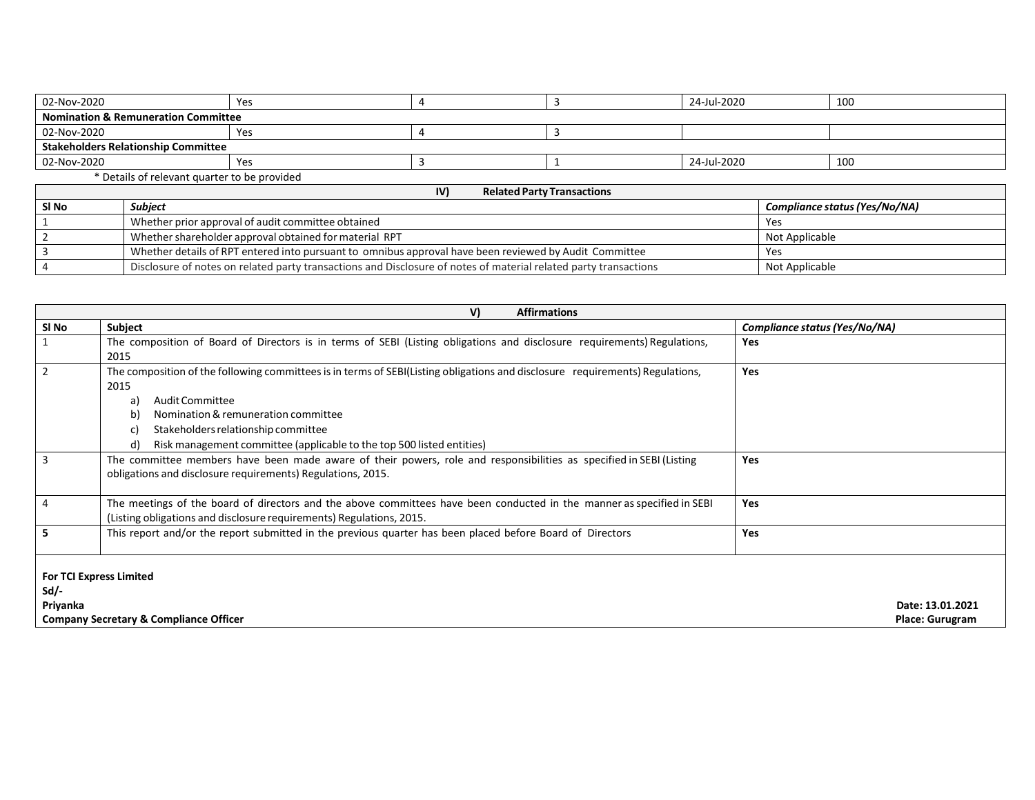| | | | | | |
|---|---|---|---|---|---|
| 02-Nov-2020 | Yes | 4 | 3 | 24-Jul-2020 | 100 |
| **Nomination & Remuneration Committee** | | | | | |
| 02-Nov-2020 | Yes | 4 | 3 | | |
| **Stakeholders Relationship Committee** | | | | | |
| 02-Nov-2020 | Yes | 3 | 1 | 24-Jul-2020 | 100 |

\* Details of relevant quarter to be provided

**IV) Related Party Transactions**

| Sl No | *Subject* | *Compliance status (Yes/No/NA)* |
|---|---|---|
| 1 | Whether prior approval of audit committee obtained | Yes |
| 2 | Whether shareholder approval obtained for material RPT | Not Applicable |
| 3 | Whether details of RPT entered into pursuant to omnibus approval have been reviewed by Audit Committee | Yes |
| 4 | Disclosure of notes on related party transactions and Disclosure of notes of material related party transactions | Not Applicable |

**V) Affirmations**

| Sl No | Subject | *Compliance status (Yes/No/NA)* |
|---|---|---|
| 1 | The composition of Board of Directors is in terms of SEBI (Listing obligations and disclosure requirements) Regulations, 2015 | **Yes** |
| 2 | The composition of the following committees is in terms of SEBI(Listing obligations and disclosure requirements) Regulations, 2015<br>a) Audit Committee<br>b) Nomination & remuneration committee<br>c) Stakeholders relationship committee<br>d) Risk management committee (applicable to the top 500 listed entities) | **Yes** |
| 3 | The committee members have been made aware of their powers, role and responsibilities as specified in SEBI (Listing obligations and disclosure requirements) Regulations, 2015. | **Yes** |
| 4 | The meetings of the board of directors and the above committees have been conducted in the manner as specified in SEBI (Listing obligations and disclosure requirements) Regulations, 2015. | **Yes** |
| **5** | This report and/or the report submitted in the previous quarter has been placed before Board of Directors | **Yes** |

**For TCI Express Limited**
**Sd/-**
**Priyanka**
**Company Secretary & Compliance Officer**

**Date: 13.01.2021**
**Place: Gurugram**